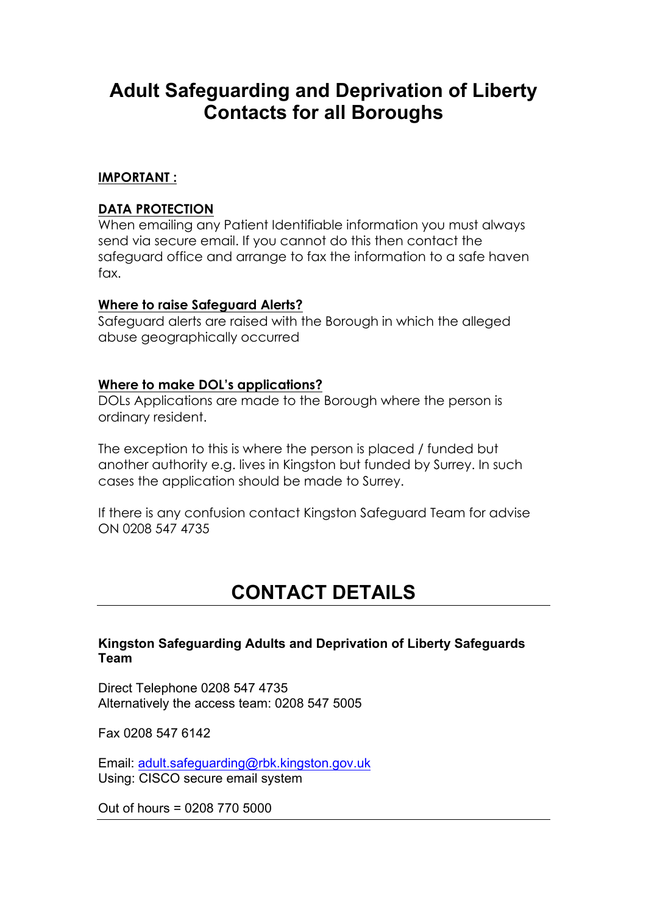# Adult Safeguarding and Deprivation of Liberty Contacts for all Boroughs

**IMPORTANT :**

**DATA PROTECTION**

When emailing any Patient Identifiable information you must always send via secure email. If you cannot do this then contact the safeguard office and arrange to fax the information to a safe haven fax.

**Where to raise Safeguard Alerts?**

Safeguard alerts are raised with the Borough in which the alleged abuse geographically occurred

**Where to make DOL's applications?**

DOLs Applications are made to the Borough where the person is ordinary resident.

The exception to this is where the person is placed / funded but another authority e.g. lives in Kingston but funded by Surrey. In such cases the application should be made to Surrey.

If there is any confusion contact Kingston Safeguard Team for advise ON 0208 547 4735

## CONTACT DETAILS

---

**Kingston Safeguarding Adults and Deprivation of Liberty Safeguards Team**

Direct Telephone 0208 547 4735
Alternatively the access team: 0208 547 5005

Fax 0208 547 6142

Email: adult.safeguarding@rbk.kingston.gov.uk
Using: CISCO secure email system

Out of hours = 0208 770 5000

---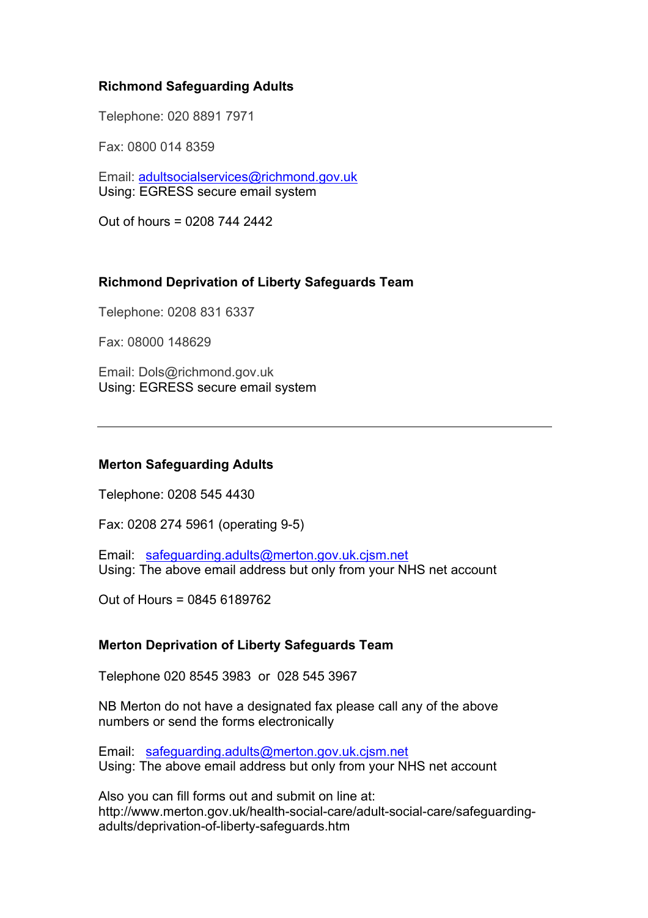**Richmond Safeguarding Adults**

Telephone: 020 8891 7971

Fax: 0800 014 8359

Email: adultsocialservices@richmond.gov.uk  
Using: EGRESS secure email system

Out of hours = 0208 744 2442

**Richmond Deprivation of Liberty Safeguards Team**

Telephone: 0208 831 6337

Fax: 08000 148629

Email: Dols@richmond.gov.uk  
Using: EGRESS secure email system

---

**Merton Safeguarding Adults**

Telephone: 0208 545 4430

Fax: 0208 274 5961 (operating 9-5)

Email: safeguarding.adults@merton.gov.uk.cjsm.net  
Using: The above email address but only from your NHS net account

Out of Hours = 0845 6189762

**Merton Deprivation of Liberty Safeguards Team**

Telephone 020 8545 3983 or 028 545 3967

NB Merton do not have a designated fax please call any of the above numbers or send the forms electronically

Email: safeguarding.adults@merton.gov.uk.cjsm.net  
Using: The above email address but only from your NHS net account

Also you can fill forms out and submit on line at:  
http://www.merton.gov.uk/health-social-care/adult-social-care/safeguarding-adults/deprivation-of-liberty-safeguards.htm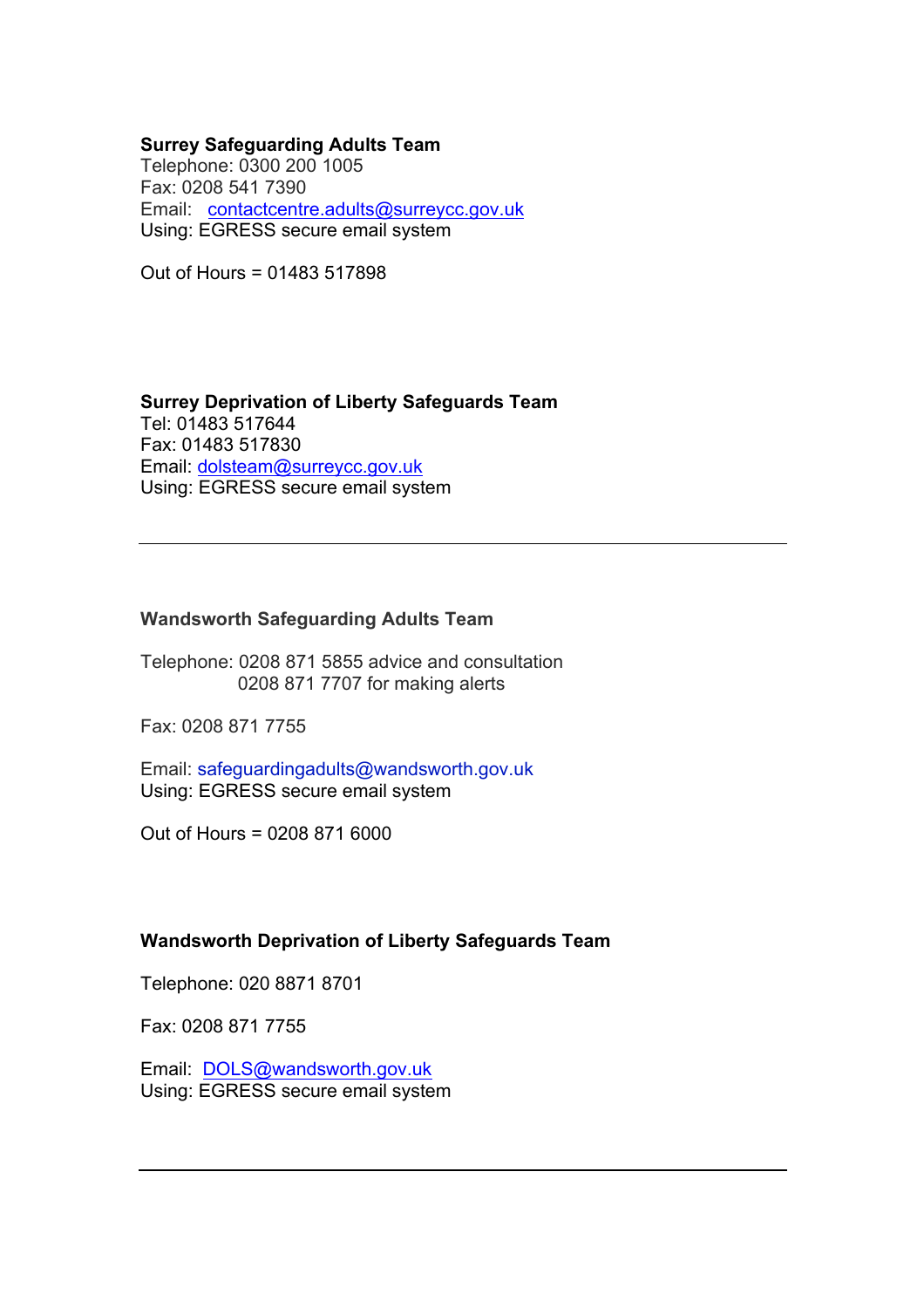**Surrey Safeguarding Adults Team**
Telephone: 0300 200 1005
Fax: 0208 541 7390
Email: contactcentre.adults@surreycc.gov.uk
Using: EGRESS secure email system

Out of Hours = 01483 517898

**Surrey Deprivation of Liberty Safeguards Team**
Tel: 01483 517644
Fax: 01483 517830
Email: dolsteam@surreycc.gov.uk
Using: EGRESS secure email system

---

**Wandsworth Safeguarding Adults Team**

Telephone: 0208 871 5855 advice and consultation
0208 871 7707 for making alerts

Fax: 0208 871 7755

Email: safeguardingadults@wandsworth.gov.uk
Using: EGRESS secure email system

Out of Hours = 0208 871 6000

**Wandsworth Deprivation of Liberty Safeguards Team**

Telephone: 020 8871 8701

Fax: 0208 871 7755

Email: DOLS@wandsworth.gov.uk
Using: EGRESS secure email system

---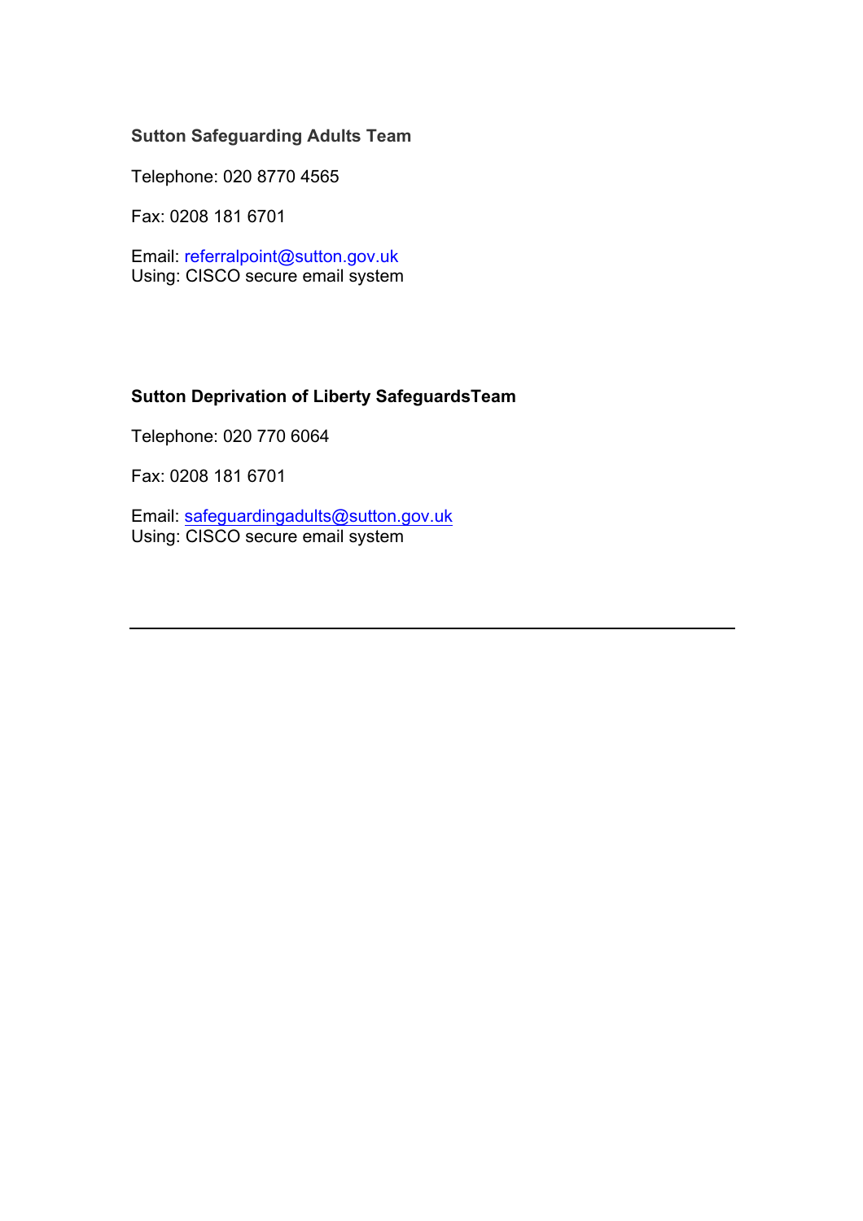**Sutton Safeguarding Adults Team**

Telephone: 020 8770 4565

Fax: 0208 181 6701

Email: referralpoint@sutton.gov.uk
Using: CISCO secure email system

**Sutton Deprivation of Liberty SafeguardsTeam**

Telephone: 020 770 6064

Fax: 0208 181 6701

Email: safeguardingadults@sutton.gov.uk
Using: CISCO secure email system

---